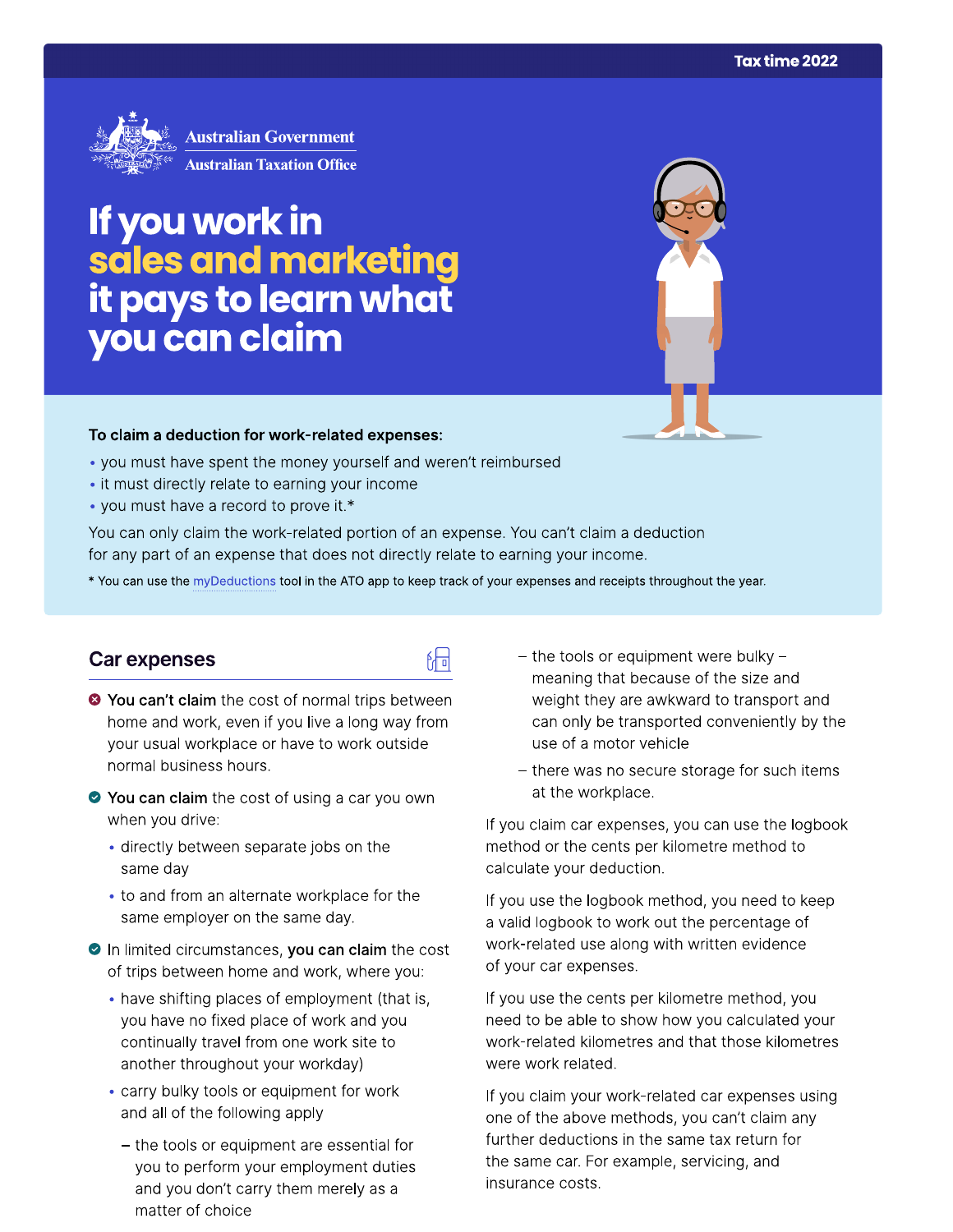Tax time 2022

Australian Government
Australian Taxation Office

# If you work in sales and marketing it pays to learn what you can claim

**To claim a deduction for work-related expenses:**

- you must have spent the money yourself and weren't reimbursed
- it must directly relate to earning your income
- you must have a record to prove it.*

You can only claim the work-related portion of an expense. You can't claim a deduction for any part of an expense that does not directly relate to earning your income.

* You can use the myDeductions tool in the ATO app to keep track of your expenses and receipts throughout the year.

## Car expenses

**You can't claim** the cost of normal trips between home and work, even if you live a long way from your usual workplace or have to work outside normal business hours.

**You can claim** the cost of using a car you own when you drive:

- directly between separate jobs on the same day
- to and from an alternate workplace for the same employer on the same day.

In limited circumstances, **you can claim** the cost of trips between home and work, where you:

- have shifting places of employment (that is, you have no fixed place of work and you continually travel from one work site to another throughout your workday)
- carry bulky tools or equipment for work and all of the following apply
  - the tools or equipment are essential for you to perform your employment duties and you don't carry them merely as a matter of choice
  - the tools or equipment were bulky – meaning that because of the size and weight they are awkward to transport and can only be transported conveniently by the use of a motor vehicle
  - there was no secure storage for such items at the workplace.

If you claim car expenses, you can use the logbook method or the cents per kilometre method to calculate your deduction.

If you use the logbook method, you need to keep a valid logbook to work out the percentage of work-related use along with written evidence of your car expenses.

If you use the cents per kilometre method, you need to be able to show how you calculated your work-related kilometres and that those kilometres were work related.

If you claim your work-related car expenses using one of the above methods, you can't claim any further deductions in the same tax return for the same car. For example, servicing, and insurance costs.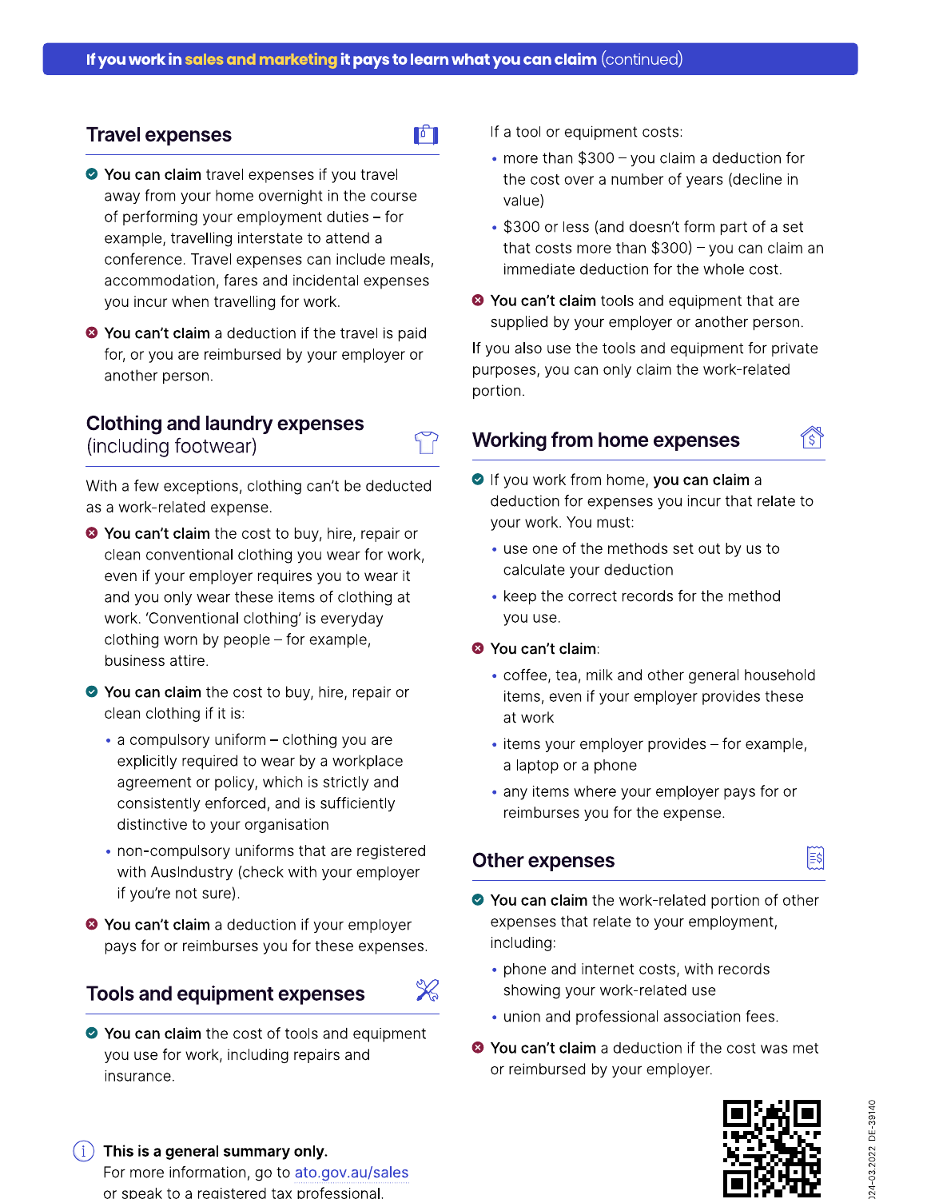**If you work in sales and marketing it pays to learn what you can claim** (continued)

## Travel expenses

- **You can claim** travel expenses if you travel away from your home overnight in the course of performing your employment duties – for example, travelling interstate to attend a conference. Travel expenses can include meals, accommodation, fares and incidental expenses you incur when travelling for work.
- **You can't claim** a deduction if the travel is paid for, or you are reimbursed by your employer or another person.

## Clothing and laundry expenses (including footwear)

With a few exceptions, clothing can't be deducted as a work-related expense.

- **You can't claim** the cost to buy, hire, repair or clean conventional clothing you wear for work, even if your employer requires you to wear it and you only wear these items of clothing at work. 'Conventional clothing' is everyday clothing worn by people – for example, business attire.
- **You can claim** the cost to buy, hire, repair or clean clothing if it is:
  - a compulsory uniform – clothing you are explicitly required to wear by a workplace agreement or policy, which is strictly and consistently enforced, and is sufficiently distinctive to your organisation
  - non-compulsory uniforms that are registered with AusIndustry (check with your employer if you're not sure).
- **You can't claim** a deduction if your employer pays for or reimburses you for these expenses.

## Tools and equipment expenses

- **You can claim** the cost of tools and equipment you use for work, including repairs and insurance.

If a tool or equipment costs:

- more than $300 – you claim a deduction for the cost over a number of years (decline in value)
- $300 or less (and doesn't form part of a set that costs more than $300) – you can claim an immediate deduction for the whole cost.

- **You can't claim** tools and equipment that are supplied by your employer or another person.

If you also use the tools and equipment for private purposes, you can only claim the work-related portion.

## Working from home expenses

- If you work from home, **you can claim** a deduction for expenses you incur that relate to your work. You must:
  - use one of the methods set out by us to calculate your deduction
  - keep the correct records for the method you use.
- **You can't claim**:
  - coffee, tea, milk and other general household items, even if your employer provides these at work
  - items your employer provides – for example, a laptop or a phone
  - any items where your employer pays for or reimburses you for the expense.

## Other expenses

- **You can claim** the work-related portion of other expenses that relate to your employment, including:
  - phone and internet costs, with records showing your work-related use
  - union and professional association fees.
- **You can't claim** a deduction if the cost was met or reimbursed by your employer.

**This is a general summary only.**
For more information, go to ato.gov.au/sales or speak to a registered tax professional.